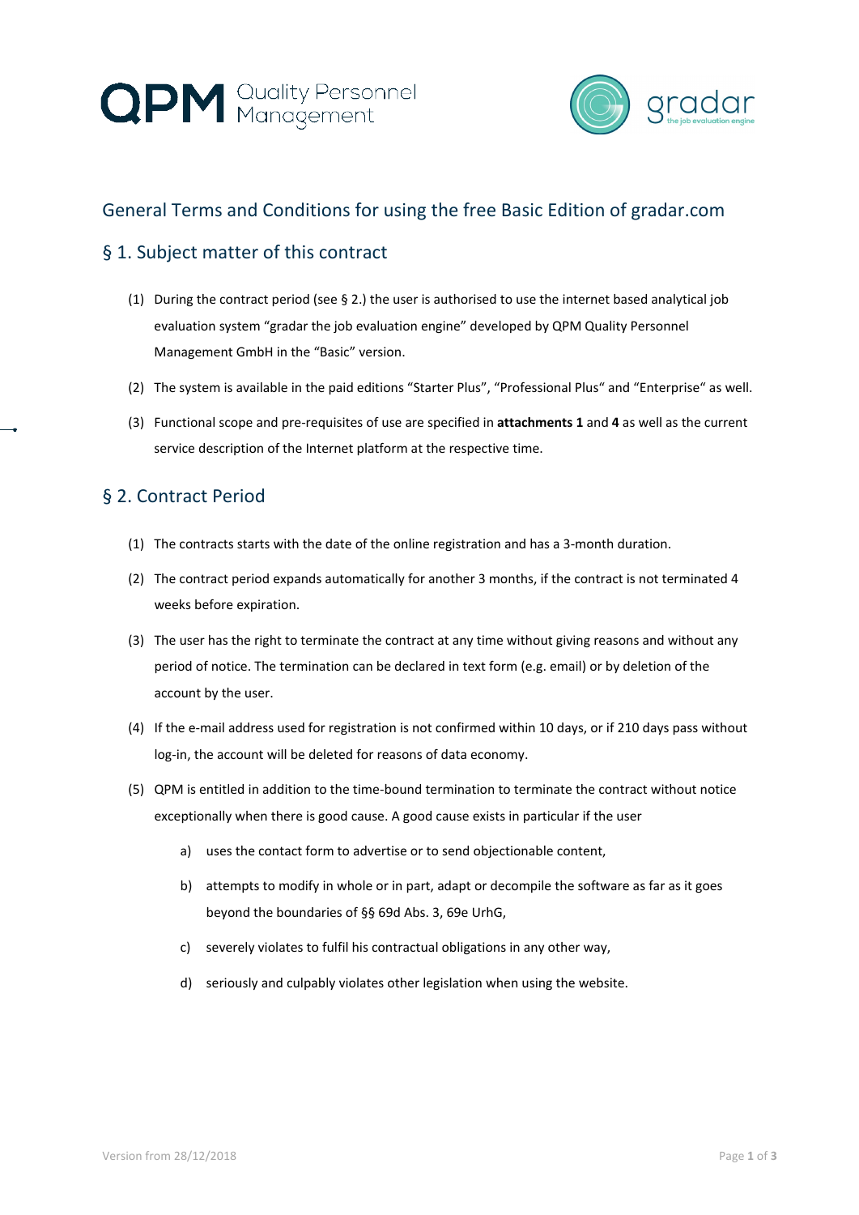# General Terms and Conditions for using the free Basic Edition of gradar.com

## § 1. Subject matter of this contract

(1) During the contract period (see § 2.) the user is authorised to use the internet based analytical job evaluation system "gradar the job evaluation engine" developed by QPM Quality Personnel Management GmbH in the "Basic" version.

(2) The system is available in the paid editions "Starter Plus", "Professional Plus" and "Enterprise" as well.

(3) Functional scope and pre-requisites of use are specified in **attachments 1** and **4** as well as the current service description of the Internet platform at the respective time.

## § 2. Contract Period

(1) The contracts starts with the date of the online registration and has a 3-month duration.

(2) The contract period expands automatically for another 3 months, if the contract is not terminated 4 weeks before expiration.

(3) The user has the right to terminate the contract at any time without giving reasons and without any period of notice. The termination can be declared in text form (e.g. email) or by deletion of the account by the user.

(4) If the e-mail address used for registration is not confirmed within 10 days, or if 210 days pass without log-in, the account will be deleted for reasons of data economy.

(5) QPM is entitled in addition to the time-bound termination to terminate the contract without notice exceptionally when there is good cause. A good cause exists in particular if the user

   a) uses the contact form to advertise or to send objectionable content,

   b) attempts to modify in whole or in part, adapt or decompile the software as far as it goes beyond the boundaries of §§ 69d Abs. 3, 69e UrhG,

   c) severely violates to fulfil his contractual obligations in any other way,

   d) seriously and culpably violates other legislation when using the website.

Version from 28/12/2018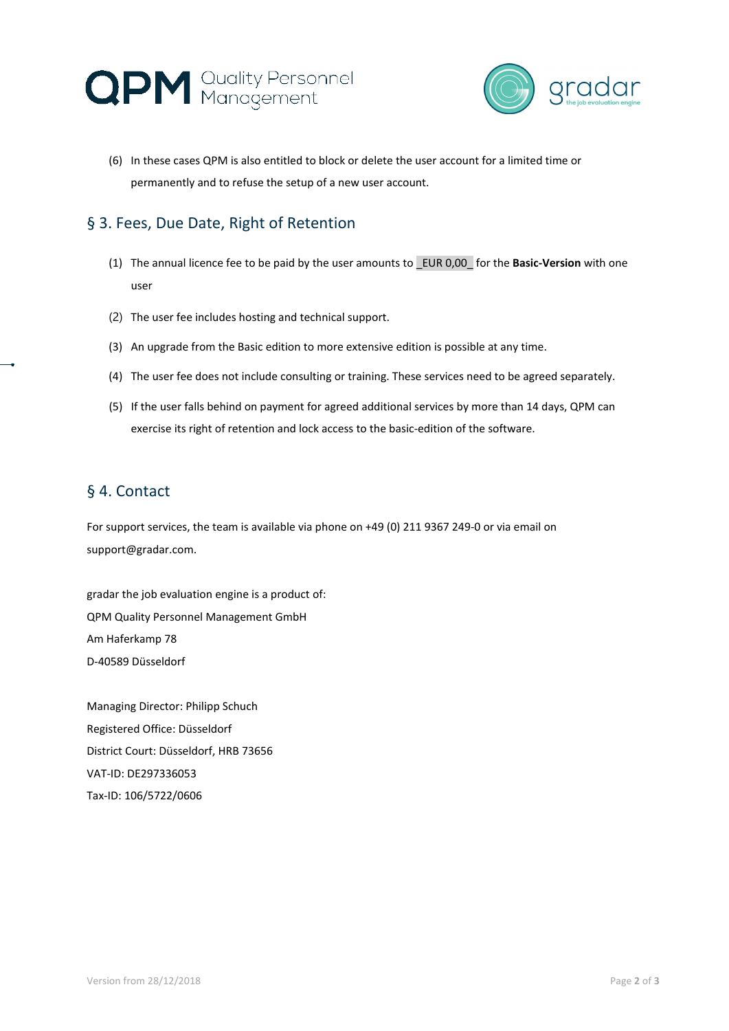(6) In these cases QPM is also entitled to block or delete the user account for a limited time or permanently and to refuse the setup of a new user account.

## § 3. Fees, Due Date, Right of Retention

(1) The annual licence fee to be paid by the user amounts to _EUR 0,00_ for the **Basic-Version** with one user

(2) The user fee includes hosting and technical support.

(3) An upgrade from the Basic edition to more extensive edition is possible at any time.

(4) The user fee does not include consulting or training. These services need to be agreed separately.

(5) If the user falls behind on payment for agreed additional services by more than 14 days, QPM can exercise its right of retention and lock access to the basic-edition of the software.

## § 4. Contact

For support services, the team is available via phone on +49 (0) 211 9367 249-0 or via email on support@gradar.com.

gradar the job evaluation engine is a product of:
QPM Quality Personnel Management GmbH
Am Haferkamp 78
D-40589 Düsseldorf

Managing Director: Philipp Schuch
Registered Office: Düsseldorf
District Court: Düsseldorf, HRB 73656
VAT-ID: DE297336053
Tax-ID: 106/5722/0606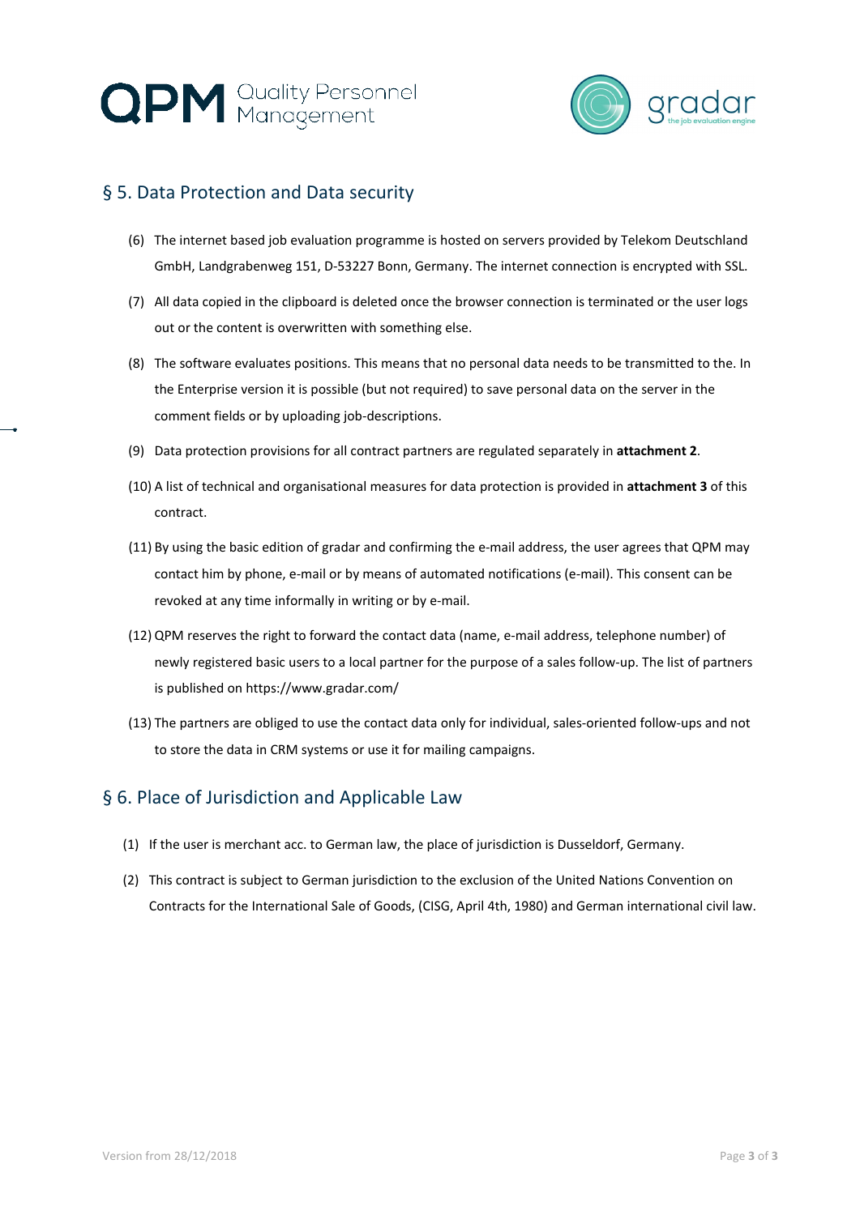## § 5. Data Protection and Data security

(6) The internet based job evaluation programme is hosted on servers provided by Telekom Deutschland GmbH, Landgrabenweg 151, D-53227 Bonn, Germany. The internet connection is encrypted with SSL.

(7) All data copied in the clipboard is deleted once the browser connection is terminated or the user logs out or the content is overwritten with something else.

(8) The software evaluates positions. This means that no personal data needs to be transmitted to the. In the Enterprise version it is possible (but not required) to save personal data on the server in the comment fields or by uploading job-descriptions.

(9) Data protection provisions for all contract partners are regulated separately in **attachment 2**.

(10) A list of technical and organisational measures for data protection is provided in **attachment 3** of this contract.

(11) By using the basic edition of gradar and confirming the e-mail address, the user agrees that QPM may contact him by phone, e-mail or by means of automated notifications (e-mail). This consent can be revoked at any time informally in writing or by e-mail.

(12) QPM reserves the right to forward the contact data (name, e-mail address, telephone number) of newly registered basic users to a local partner for the purpose of a sales follow-up. The list of partners is published on https://www.gradar.com/

(13) The partners are obliged to use the contact data only for individual, sales-oriented follow-ups and not to store the data in CRM systems or use it for mailing campaigns.

## § 6. Place of Jurisdiction and Applicable Law

(1) If the user is merchant acc. to German law, the place of jurisdiction is Dusseldorf, Germany.

(2) This contract is subject to German jurisdiction to the exclusion of the United Nations Convention on Contracts for the International Sale of Goods, (CISG, April 4th, 1980) and German international civil law.

Version from 28/12/2018